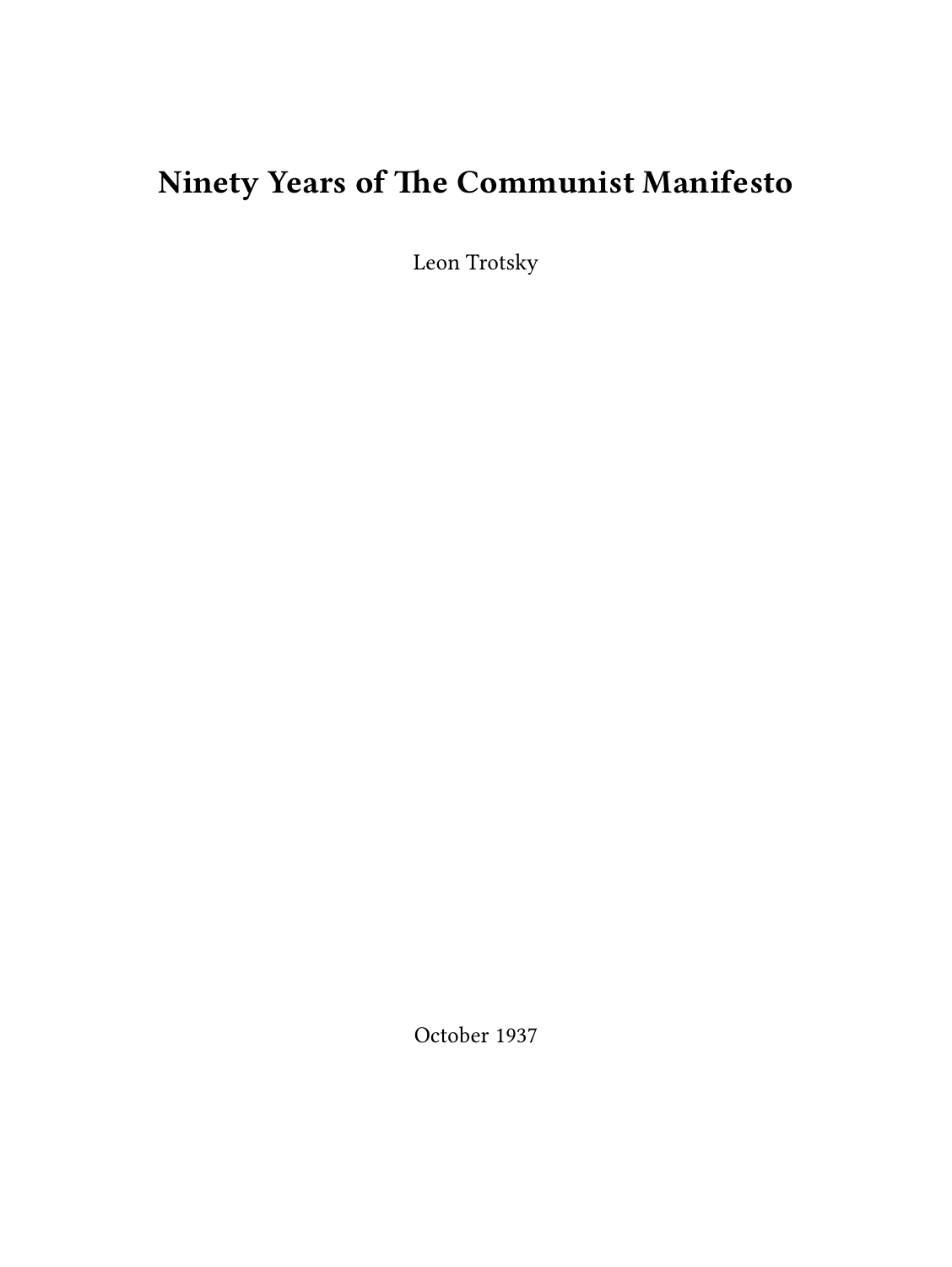# Ninety Years of The Communist Manifesto

Leon Trotsky

October 1937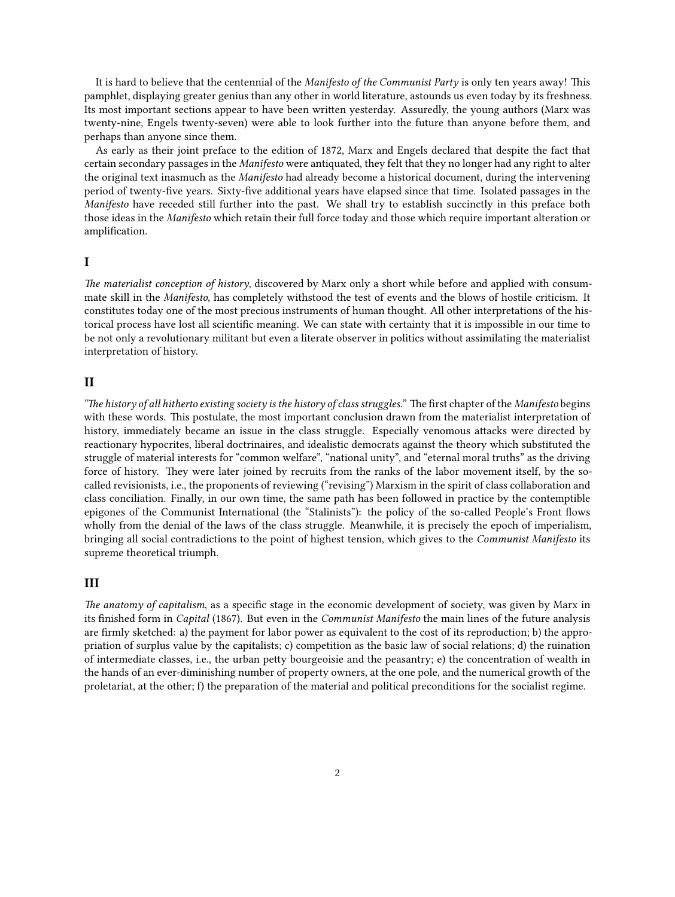It is hard to believe that the centennial of the *Manifesto of the Communist Party* is only ten years away! This pamphlet, displaying greater genius than any other in world literature, astounds us even today by its freshness. Its most important sections appear to have been written yesterday. Assuredly, the young authors (Marx was twenty-nine, Engels twenty-seven) were able to look further into the future than anyone before them, and perhaps than anyone since them.

As early as their joint preface to the edition of 1872, Marx and Engels declared that despite the fact that certain secondary passages in the *Manifesto* were antiquated, they felt that they no longer had any right to alter the original text inasmuch as the *Manifesto* had already become a historical document, during the intervening period of twenty-five years. Sixty-five additional years have elapsed since that time. Isolated passages in the *Manifesto* have receded still further into the past. We shall try to establish succinctly in this preface both those ideas in the *Manifesto* which retain their full force today and those which require important alteration or amplification.

## I

*The materialist conception of history*, discovered by Marx only a short while before and applied with consummate skill in the *Manifesto*, has completely withstood the test of events and the blows of hostile criticism. It constitutes today one of the most precious instruments of human thought. All other interpretations of the historical process have lost all scientific meaning. We can state with certainty that it is impossible in our time to be not only a revolutionary militant but even a literate observer in politics without assimilating the materialist interpretation of history.

## II

*"The history of all hitherto existing society is the history of class struggles."* The first chapter of the *Manifesto* begins with these words. This postulate, the most important conclusion drawn from the materialist interpretation of history, immediately became an issue in the class struggle. Especially venomous attacks were directed by reactionary hypocrites, liberal doctrinaires, and idealistic democrats against the theory which substituted the struggle of material interests for "common welfare", "national unity", and "eternal moral truths" as the driving force of history. They were later joined by recruits from the ranks of the labor movement itself, by the so-called revisionists, i.e., the proponents of reviewing ("revising") Marxism in the spirit of class collaboration and class conciliation. Finally, in our own time, the same path has been followed in practice by the contemptible epigones of the Communist International (the "Stalinists"): the policy of the so-called People's Front flows wholly from the denial of the laws of the class struggle. Meanwhile, it is precisely the epoch of imperialism, bringing all social contradictions to the point of highest tension, which gives to the *Communist Manifesto* its supreme theoretical triumph.

## III

*The anatomy of capitalism*, as a specific stage in the economic development of society, was given by Marx in its finished form in *Capital* (1867). But even in the *Communist Manifesto* the main lines of the future analysis are firmly sketched: a) the payment for labor power as equivalent to the cost of its reproduction; b) the appropriation of surplus value by the capitalists; c) competition as the basic law of social relations; d) the ruination of intermediate classes, i.e., the urban petty bourgeoisie and the peasantry; e) the concentration of wealth in the hands of an ever-diminishing number of property owners, at the one pole, and the numerical growth of the proletariat, at the other; f) the preparation of the material and political preconditions for the socialist regime.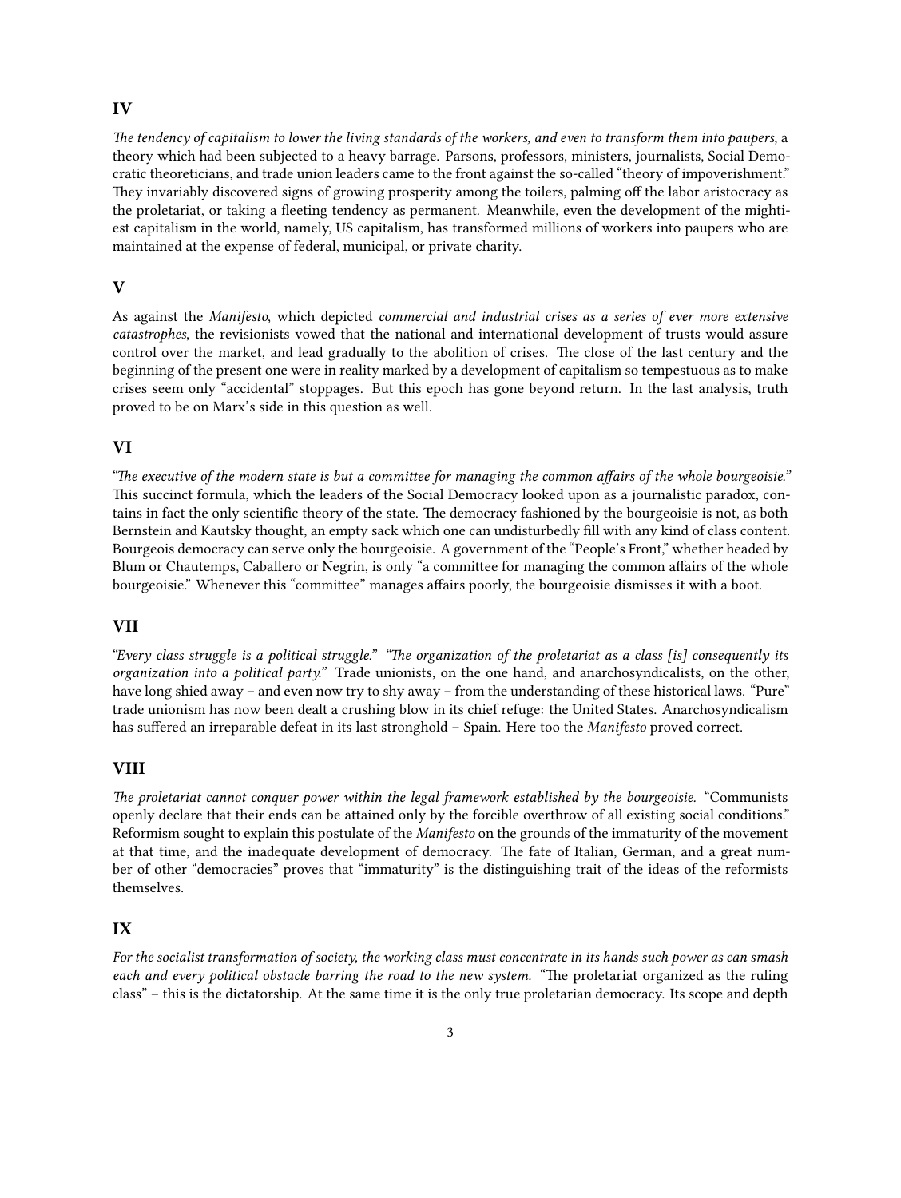## IV

*The tendency of capitalism to lower the living standards of the workers, and even to transform them into paupers*, a theory which had been subjected to a heavy barrage. Parsons, professors, ministers, journalists, Social Democratic theoreticians, and trade union leaders came to the front against the so-called "theory of impoverishment." They invariably discovered signs of growing prosperity among the toilers, palming off the labor aristocracy as the proletariat, or taking a fleeting tendency as permanent. Meanwhile, even the development of the mightiest capitalism in the world, namely, US capitalism, has transformed millions of workers into paupers who are maintained at the expense of federal, municipal, or private charity.

## V

As against the *Manifesto*, which depicted *commercial and industrial crises as a series of ever more extensive catastrophes*, the revisionists vowed that the national and international development of trusts would assure control over the market, and lead gradually to the abolition of crises. The close of the last century and the beginning of the present one were in reality marked by a development of capitalism so tempestuous as to make crises seem only "accidental" stoppages. But this epoch has gone beyond return. In the last analysis, truth proved to be on Marx's side in this question as well.

## VI

*"The executive of the modern state is but a committee for managing the common affairs of the whole bourgeoisie."* This succinct formula, which the leaders of the Social Democracy looked upon as a journalistic paradox, contains in fact the only scientific theory of the state. The democracy fashioned by the bourgeoisie is not, as both Bernstein and Kautsky thought, an empty sack which one can undisturbedly fill with any kind of class content. Bourgeois democracy can serve only the bourgeoisie. A government of the "People's Front," whether headed by Blum or Chautemps, Caballero or Negrin, is only "a committee for managing the common affairs of the whole bourgeoisie." Whenever this "committee" manages affairs poorly, the bourgeoisie dismisses it with a boot.

## VII

*"Every class struggle is a political struggle." "The organization of the proletariat as a class [is] consequently its organization into a political party."* Trade unionists, on the one hand, and anarchosyndicalists, on the other, have long shied away – and even now try to shy away – from the understanding of these historical laws. "Pure" trade unionism has now been dealt a crushing blow in its chief refuge: the United States. Anarchosyndicalism has suffered an irreparable defeat in its last stronghold – Spain. Here too the *Manifesto* proved correct.

## VIII

*The proletariat cannot conquer power within the legal framework established by the bourgeoisie.* "Communists openly declare that their ends can be attained only by the forcible overthrow of all existing social conditions." Reformism sought to explain this postulate of the *Manifesto* on the grounds of the immaturity of the movement at that time, and the inadequate development of democracy. The fate of Italian, German, and a great number of other "democracies" proves that "immaturity" is the distinguishing trait of the ideas of the reformists themselves.

## IX

*For the socialist transformation of society, the working class must concentrate in its hands such power as can smash each and every political obstacle barring the road to the new system.* "The proletariat organized as the ruling class" – this is the dictatorship. At the same time it is the only true proletarian democracy. Its scope and depth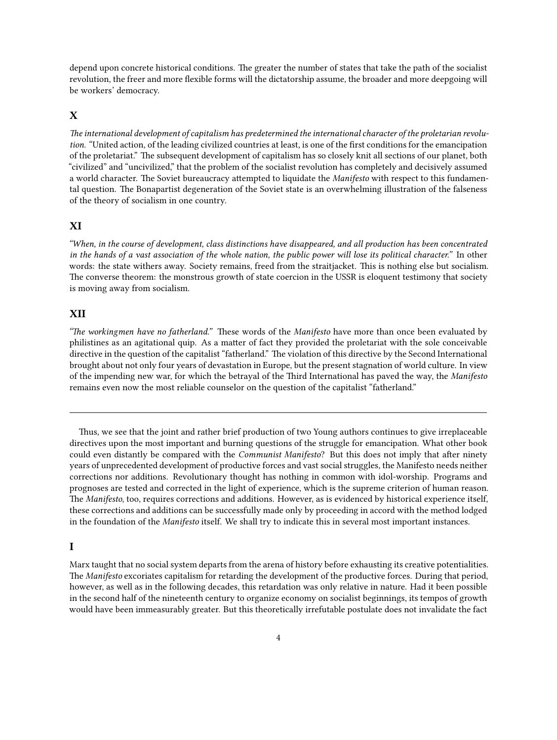depend upon concrete historical conditions. The greater the number of states that take the path of the socialist revolution, the freer and more flexible forms will the dictatorship assume, the broader and more deepgoing will be workers' democracy.

### X

*The international development of capitalism has predetermined the international character of the proletarian revolution.* "United action, of the leading civilized countries at least, is one of the first conditions for the emancipation of the proletariat." The subsequent development of capitalism has so closely knit all sections of our planet, both "civilized" and "uncivilized," that the problem of the socialist revolution has completely and decisively assumed a world character. The Soviet bureaucracy attempted to liquidate the *Manifesto* with respect to this fundamental question. The Bonapartist degeneration of the Soviet state is an overwhelming illustration of the falseness of the theory of socialism in one country.

### XI

*"When, in the course of development, class distinctions have disappeared, and all production has been concentrated in the hands of a vast association of the whole nation, the public power will lose its political character."* In other words: the state withers away. Society remains, freed from the straitjacket. This is nothing else but socialism. The converse theorem: the monstrous growth of state coercion in the USSR is eloquent testimony that society is moving away from socialism.

### XII

*"The workingmen have no fatherland."* These words of the *Manifesto* have more than once been evaluated by philistines as an agitational quip. As a matter of fact they provided the proletariat with the sole conceivable directive in the question of the capitalist "fatherland." The violation of this directive by the Second International brought about not only four years of devastation in Europe, but the present stagnation of world culture. In view of the impending new war, for which the betrayal of the Third International has paved the way, the *Manifesto* remains even now the most reliable counselor on the question of the capitalist "fatherland."

---

Thus, we see that the joint and rather brief production of two Young authors continues to give irreplaceable directives upon the most important and burning questions of the struggle for emancipation. What other book could even distantly be compared with the *Communist Manifesto*? But this does not imply that after ninety years of unprecedented development of productive forces and vast social struggles, the Manifesto needs neither corrections nor additions. Revolutionary thought has nothing in common with idol-worship. Programs and prognoses are tested and corrected in the light of experience, which is the supreme criterion of human reason. The *Manifesto*, too, requires corrections and additions. However, as is evidenced by historical experience itself, these corrections and additions can be successfully made only by proceeding in accord with the method lodged in the foundation of the *Manifesto* itself. We shall try to indicate this in several most important instances.

### I

Marx taught that no social system departs from the arena of history before exhausting its creative potentialities. The *Manifesto* excoriates capitalism for retarding the development of the productive forces. During that period, however, as well as in the following decades, this retardation was only relative in nature. Had it been possible in the second half of the nineteenth century to organize economy on socialist beginnings, its tempos of growth would have been immeasurably greater. But this theoretically irrefutable postulate does not invalidate the fact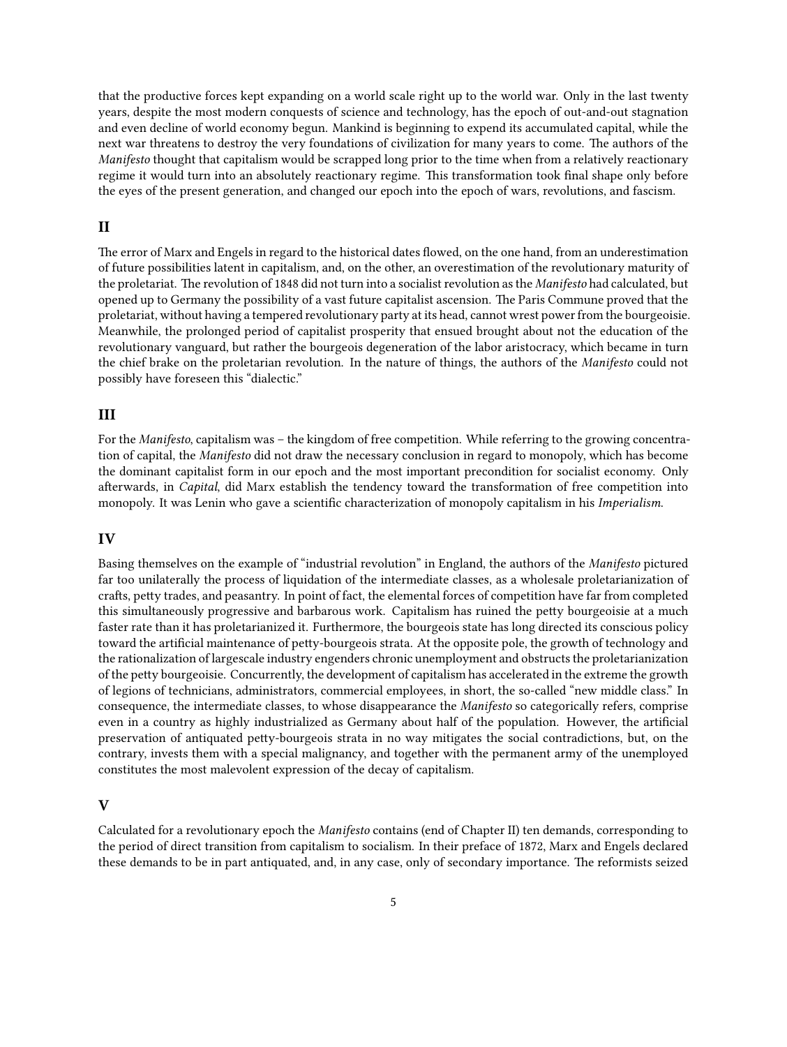that the productive forces kept expanding on a world scale right up to the world war. Only in the last twenty years, despite the most modern conquests of science and technology, has the epoch of out-and-out stagnation and even decline of world economy begun. Mankind is beginning to expend its accumulated capital, while the next war threatens to destroy the very foundations of civilization for many years to come. The authors of the *Manifesto* thought that capitalism would be scrapped long prior to the time when from a relatively reactionary regime it would turn into an absolutely reactionary regime. This transformation took final shape only before the eyes of the present generation, and changed our epoch into the epoch of wars, revolutions, and fascism.

## II

The error of Marx and Engels in regard to the historical dates flowed, on the one hand, from an underestimation of future possibilities latent in capitalism, and, on the other, an overestimation of the revolutionary maturity of the proletariat. The revolution of 1848 did not turn into a socialist revolution as the *Manifesto* had calculated, but opened up to Germany the possibility of a vast future capitalist ascension. The Paris Commune proved that the proletariat, without having a tempered revolutionary party at its head, cannot wrest power from the bourgeoisie. Meanwhile, the prolonged period of capitalist prosperity that ensued brought about not the education of the revolutionary vanguard, but rather the bourgeois degeneration of the labor aristocracy, which became in turn the chief brake on the proletarian revolution. In the nature of things, the authors of the *Manifesto* could not possibly have foreseen this "dialectic."

## III

For the *Manifesto*, capitalism was – the kingdom of free competition. While referring to the growing concentration of capital, the *Manifesto* did not draw the necessary conclusion in regard to monopoly, which has become the dominant capitalist form in our epoch and the most important precondition for socialist economy. Only afterwards, in *Capital*, did Marx establish the tendency toward the transformation of free competition into monopoly. It was Lenin who gave a scientific characterization of monopoly capitalism in his *Imperialism*.

## IV

Basing themselves on the example of "industrial revolution" in England, the authors of the *Manifesto* pictured far too unilaterally the process of liquidation of the intermediate classes, as a wholesale proletarianization of crafts, petty trades, and peasantry. In point of fact, the elemental forces of competition have far from completed this simultaneously progressive and barbarous work. Capitalism has ruined the petty bourgeoisie at a much faster rate than it has proletarianized it. Furthermore, the bourgeois state has long directed its conscious policy toward the artificial maintenance of petty-bourgeois strata. At the opposite pole, the growth of technology and the rationalization of largescale industry engenders chronic unemployment and obstructs the proletarianization of the petty bourgeoisie. Concurrently, the development of capitalism has accelerated in the extreme the growth of legions of technicians, administrators, commercial employees, in short, the so-called "new middle class." In consequence, the intermediate classes, to whose disappearance the *Manifesto* so categorically refers, comprise even in a country as highly industrialized as Germany about half of the population. However, the artificial preservation of antiquated petty-bourgeois strata in no way mitigates the social contradictions, but, on the contrary, invests them with a special malignancy, and together with the permanent army of the unemployed constitutes the most malevolent expression of the decay of capitalism.

## V

Calculated for a revolutionary epoch the *Manifesto* contains (end of Chapter II) ten demands, corresponding to the period of direct transition from capitalism to socialism. In their preface of 1872, Marx and Engels declared these demands to be in part antiquated, and, in any case, only of secondary importance. The reformists seized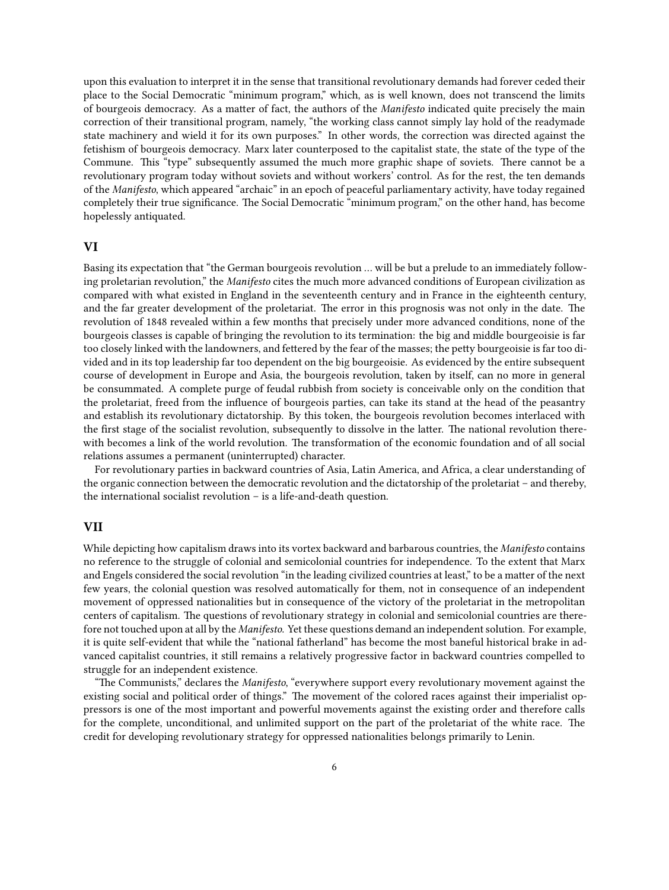upon this evaluation to interpret it in the sense that transitional revolutionary demands had forever ceded their place to the Social Democratic "minimum program," which, as is well known, does not transcend the limits of bourgeois democracy. As a matter of fact, the authors of the *Manifesto* indicated quite precisely the main correction of their transitional program, namely, "the working class cannot simply lay hold of the readymade state machinery and wield it for its own purposes." In other words, the correction was directed against the fetishism of bourgeois democracy. Marx later counterposed to the capitalist state, the state of the type of the Commune. This "type" subsequently assumed the much more graphic shape of soviets. There cannot be a revolutionary program today without soviets and without workers' control. As for the rest, the ten demands of the *Manifesto*, which appeared "archaic" in an epoch of peaceful parliamentary activity, have today regained completely their true significance. The Social Democratic "minimum program," on the other hand, has become hopelessly antiquated.

## VI

Basing its expectation that "the German bourgeois revolution … will be but a prelude to an immediately following proletarian revolution," the *Manifesto* cites the much more advanced conditions of European civilization as compared with what existed in England in the seventeenth century and in France in the eighteenth century, and the far greater development of the proletariat. The error in this prognosis was not only in the date. The revolution of 1848 revealed within a few months that precisely under more advanced conditions, none of the bourgeois classes is capable of bringing the revolution to its termination: the big and middle bourgeoisie is far too closely linked with the landowners, and fettered by the fear of the masses; the petty bourgeoisie is far too divided and in its top leadership far too dependent on the big bourgeoisie. As evidenced by the entire subsequent course of development in Europe and Asia, the bourgeois revolution, taken by itself, can no more in general be consummated. A complete purge of feudal rubbish from society is conceivable only on the condition that the proletariat, freed from the influence of bourgeois parties, can take its stand at the head of the peasantry and establish its revolutionary dictatorship. By this token, the bourgeois revolution becomes interlaced with the first stage of the socialist revolution, subsequently to dissolve in the latter. The national revolution therewith becomes a link of the world revolution. The transformation of the economic foundation and of all social relations assumes a permanent (uninterrupted) character.

For revolutionary parties in backward countries of Asia, Latin America, and Africa, a clear understanding of the organic connection between the democratic revolution and the dictatorship of the proletariat – and thereby, the international socialist revolution – is a life-and-death question.

## VII

While depicting how capitalism draws into its vortex backward and barbarous countries, the *Manifesto* contains no reference to the struggle of colonial and semicolonial countries for independence. To the extent that Marx and Engels considered the social revolution "in the leading civilized countries at least," to be a matter of the next few years, the colonial question was resolved automatically for them, not in consequence of an independent movement of oppressed nationalities but in consequence of the victory of the proletariat in the metropolitan centers of capitalism. The questions of revolutionary strategy in colonial and semicolonial countries are therefore not touched upon at all by the *Manifesto*. Yet these questions demand an independent solution. For example, it is quite self-evident that while the "national fatherland" has become the most baneful historical brake in advanced capitalist countries, it still remains a relatively progressive factor in backward countries compelled to struggle for an independent existence.

"The Communists," declares the *Manifesto*, "everywhere support every revolutionary movement against the existing social and political order of things." The movement of the colored races against their imperialist oppressors is one of the most important and powerful movements against the existing order and therefore calls for the complete, unconditional, and unlimited support on the part of the proletariat of the white race. The credit for developing revolutionary strategy for oppressed nationalities belongs primarily to Lenin.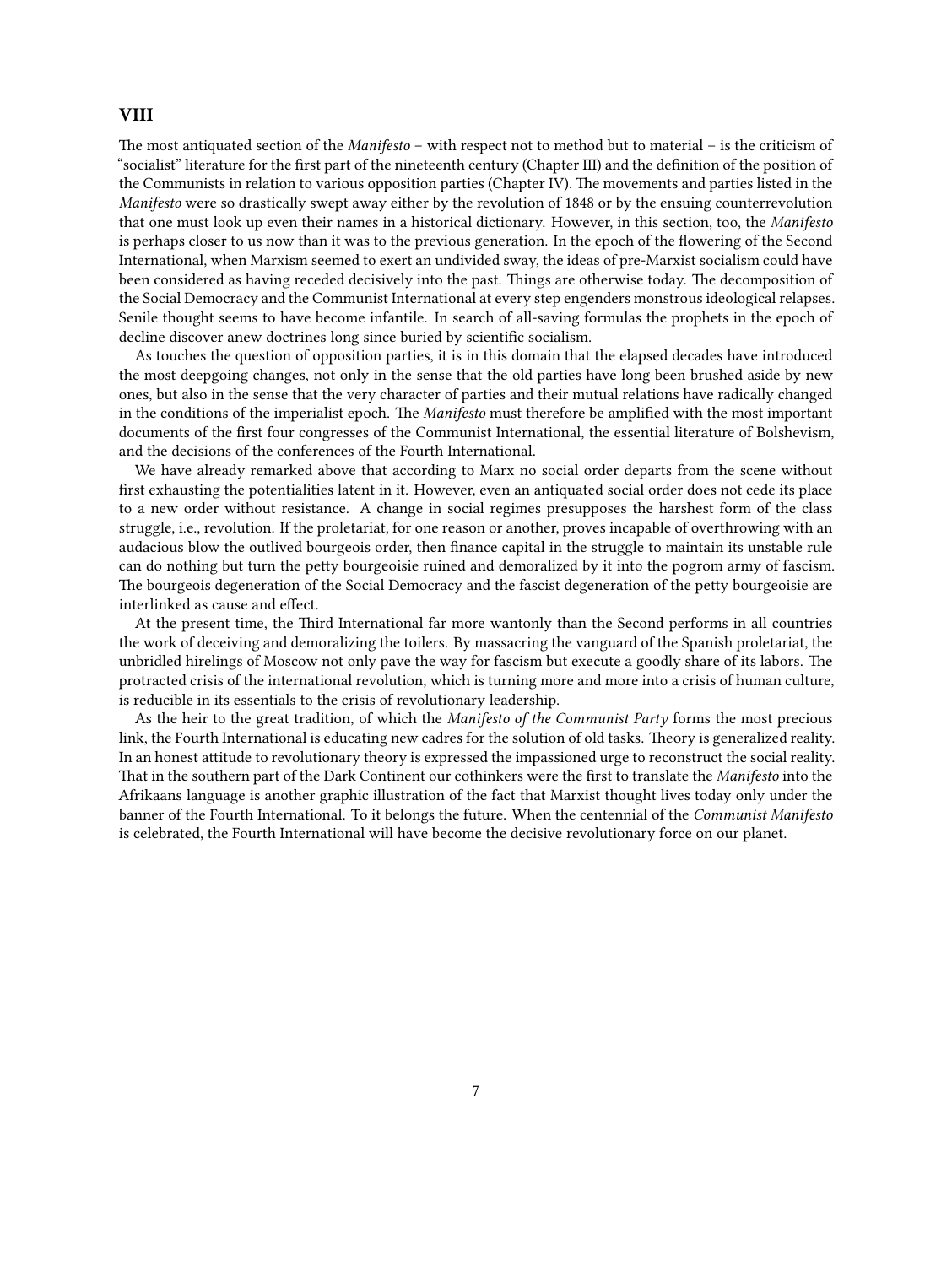## VIII

The most antiquated section of the *Manifesto* – with respect not to method but to material – is the criticism of "socialist" literature for the first part of the nineteenth century (Chapter III) and the definition of the position of the Communists in relation to various opposition parties (Chapter IV). The movements and parties listed in the *Manifesto* were so drastically swept away either by the revolution of 1848 or by the ensuing counterrevolution that one must look up even their names in a historical dictionary. However, in this section, too, the *Manifesto* is perhaps closer to us now than it was to the previous generation. In the epoch of the flowering of the Second International, when Marxism seemed to exert an undivided sway, the ideas of pre-Marxist socialism could have been considered as having receded decisively into the past. Things are otherwise today. The decomposition of the Social Democracy and the Communist International at every step engenders monstrous ideological relapses. Senile thought seems to have become infantile. In search of all-saving formulas the prophets in the epoch of decline discover anew doctrines long since buried by scientific socialism.

As touches the question of opposition parties, it is in this domain that the elapsed decades have introduced the most deepgoing changes, not only in the sense that the old parties have long been brushed aside by new ones, but also in the sense that the very character of parties and their mutual relations have radically changed in the conditions of the imperialist epoch. The *Manifesto* must therefore be amplified with the most important documents of the first four congresses of the Communist International, the essential literature of Bolshevism, and the decisions of the conferences of the Fourth International.

We have already remarked above that according to Marx no social order departs from the scene without first exhausting the potentialities latent in it. However, even an antiquated social order does not cede its place to a new order without resistance. A change in social regimes presupposes the harshest form of the class struggle, i.e., revolution. If the proletariat, for one reason or another, proves incapable of overthrowing with an audacious blow the outlived bourgeois order, then finance capital in the struggle to maintain its unstable rule can do nothing but turn the petty bourgeoisie ruined and demoralized by it into the pogrom army of fascism. The bourgeois degeneration of the Social Democracy and the fascist degeneration of the petty bourgeoisie are interlinked as cause and effect.

At the present time, the Third International far more wantonly than the Second performs in all countries the work of deceiving and demoralizing the toilers. By massacring the vanguard of the Spanish proletariat, the unbridled hirelings of Moscow not only pave the way for fascism but execute a goodly share of its labors. The protracted crisis of the international revolution, which is turning more and more into a crisis of human culture, is reducible in its essentials to the crisis of revolutionary leadership.

As the heir to the great tradition, of which the *Manifesto of the Communist Party* forms the most precious link, the Fourth International is educating new cadres for the solution of old tasks. Theory is generalized reality. In an honest attitude to revolutionary theory is expressed the impassioned urge to reconstruct the social reality. That in the southern part of the Dark Continent our cothinkers were the first to translate the *Manifesto* into the Afrikaans language is another graphic illustration of the fact that Marxist thought lives today only under the banner of the Fourth International. To it belongs the future. When the centennial of the *Communist Manifesto* is celebrated, the Fourth International will have become the decisive revolutionary force on our planet.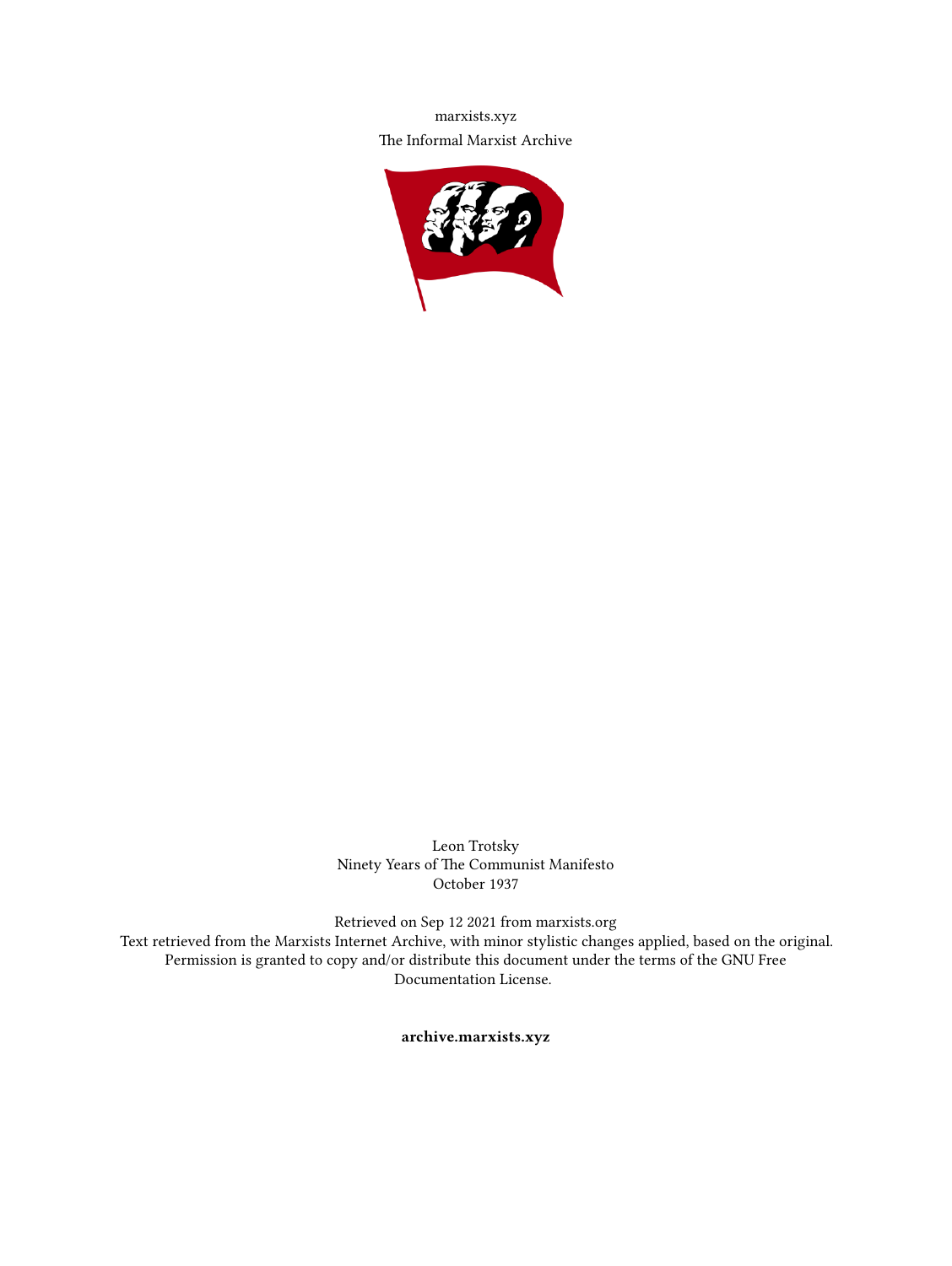marxists.xyz
The Informal Marxist Archive

Leon Trotsky
Ninety Years of The Communist Manifesto
October 1937

Retrieved on Sep 12 2021 from marxists.org
Text retrieved from the Marxists Internet Archive, with minor stylistic changes applied, based on the original.
Permission is granted to copy and/or distribute this document under the terms of the GNU Free Documentation License.

**archive.marxists.xyz**